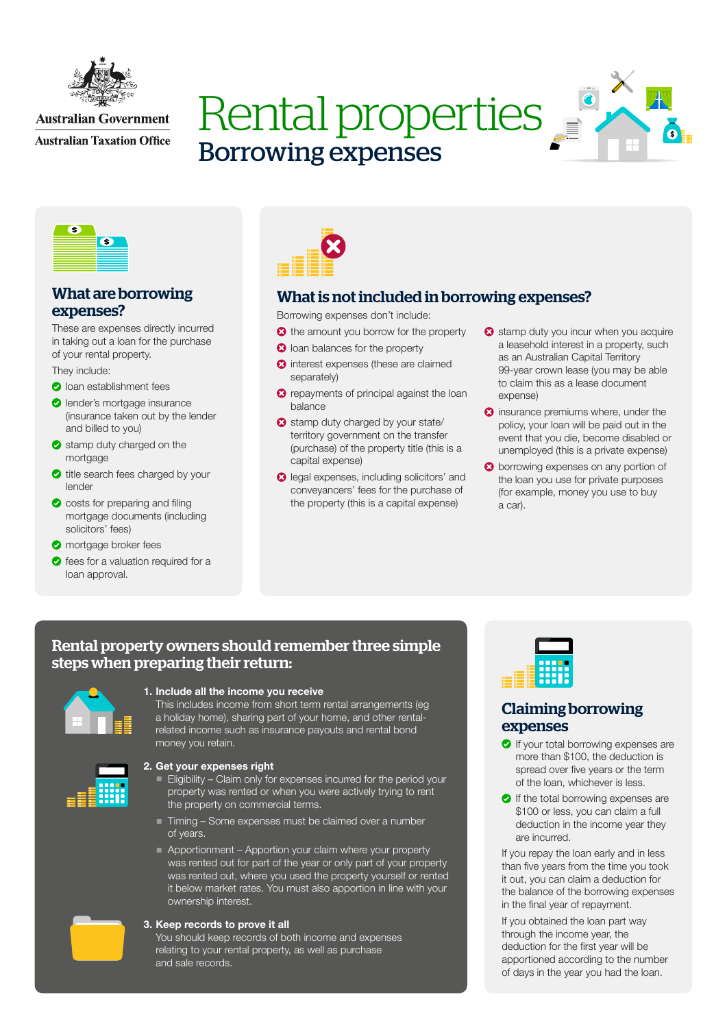Australian Government

Australian Taxation Office

# Rental properties

## Borrowing expenses

### What are borrowing expenses?

These are expenses directly incurred in taking out a loan for the purchase of your rental property.

They include:

- loan establishment fees
- lender's mortgage insurance (insurance taken out by the lender and billed to you)
- stamp duty charged on the mortgage
- title search fees charged by your lender
- costs for preparing and filing mortgage documents (including solicitors' fees)
- mortgage broker fees
- fees for a valuation required for a loan approval.

### What is not included in borrowing expenses?

Borrowing expenses don't include:

- the amount you borrow for the property
- loan balances for the property
- interest expenses (these are claimed separately)
- repayments of principal against the loan balance
- stamp duty charged by your state/territory government on the transfer (purchase) of the property title (this is a capital expense)
- legal expenses, including solicitors' and conveyancers' fees for the purchase of the property (this is a capital expense)
- stamp duty you incur when you acquire a leasehold interest in a property, such as an Australian Capital Territory 99-year crown lease (you may be able to claim this as a lease document expense)
- insurance premiums where, under the policy, your loan will be paid out in the event that you die, become disabled or unemployed (this is a private expense)
- borrowing expenses on any portion of the loan you use for private purposes (for example, money you use to buy a car).

### Rental property owners should remember three simple steps when preparing their return:

**1. Include all the income you receive**

This includes income from short term rental arrangements (eg a holiday home), sharing part of your home, and other rental-related income such as insurance payouts and rental bond money you retain.

**2. Get your expenses right**

- Eligibility – Claim only for expenses incurred for the period your property was rented or when you were actively trying to rent the property on commercial terms.
- Timing – Some expenses must be claimed over a number of years.
- Apportionment – Apportion your claim where your property was rented out for part of the year or only part of your property was rented out, where you used the property yourself or rented it below market rates. You must also apportion in line with your ownership interest.

**3. Keep records to prove it all**

You should keep records of both income and expenses relating to your rental property, as well as purchase and sale records.

### Claiming borrowing expenses

- If your total borrowing expenses are more than $100, the deduction is spread over five years or the term of the loan, whichever is less.
- If the total borrowing expenses are $100 or less, you can claim a full deduction in the income year they are incurred.

If you repay the loan early and in less than five years from the time you took it out, you can claim a deduction for the balance of the borrowing expenses in the final year of repayment.

If you obtained the loan part way through the income year, the deduction for the first year will be apportioned according to the number of days in the year you had the loan.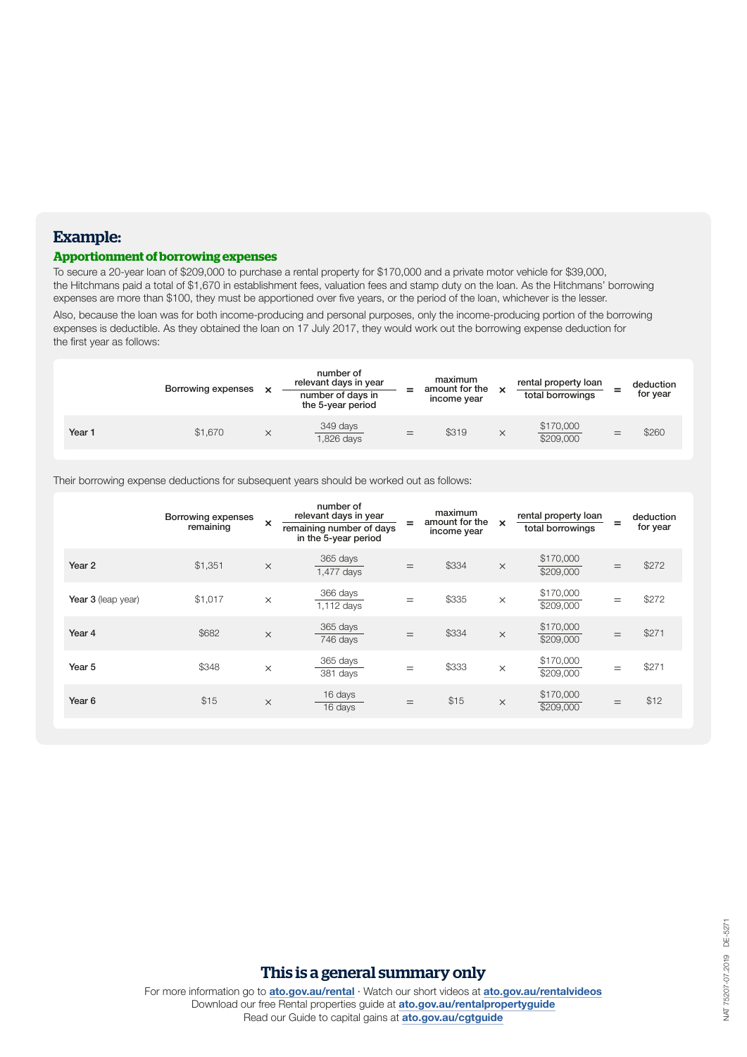## Example:

### Apportionment of borrowing expenses

To secure a 20-year loan of $209,000 to purchase a rental property for $170,000 and a private motor vehicle for $39,000, the Hitchmans paid a total of $1,670 in establishment fees, valuation fees and stamp duty on the loan. As the Hitchmans' borrowing expenses are more than $100, they must be apportioned over five years, or the period of the loan, whichever is the lesser.

Also, because the loan was for both income-producing and personal purposes, only the income-producing portion of the borrowing expenses is deductible. As they obtained the loan on 17 July 2017, they would work out the borrowing expense deduction for the first year as follows:

| | Borrowing expenses | × | number of relevant days in year / number of days in the 5-year period | = | maximum amount for the income year | × | rental property loan / total borrowings | = | deduction for year |
|---|---|---|---|---|---|---|---|---|---|
| Year 1 | $1,670 | × | 349 days / 1,826 days | = | $319 | × | $170,000 / $209,000 | = | $260 |

Their borrowing expense deductions for subsequent years should be worked out as follows:

| | Borrowing expenses remaining | × | number of relevant days in year / remaining number of days in the 5-year period | = | maximum amount for the income year | × | rental property loan / total borrowings | = | deduction for year |
|---|---|---|---|---|---|---|---|---|---|
| Year 2 | $1,351 | × | 365 days / 1,477 days | = | $334 | × | $170,000 / $209,000 | = | $272 |
| Year 3 (leap year) | $1,017 | × | 366 days / 1,112 days | = | $335 | × | $170,000 / $209,000 | = | $272 |
| Year 4 | $682 | × | 365 days / 746 days | = | $334 | × | $170,000 / $209,000 | = | $271 |
| Year 5 | $348 | × | 365 days / 381 days | = | $333 | × | $170,000 / $209,000 | = | $271 |
| Year 6 | $15 | × | 16 days / 16 days | = | $15 | × | $170,000 / $209,000 | = | $12 |

## This is a general summary only

For more information go to **ato.gov.au/rental** · Watch our short videos at **ato.gov.au/rentalvideos**
Download our free Rental properties guide at **ato.gov.au/rentalpropertyguide**
Read our Guide to capital gains at **ato.gov.au/cgtguide**

NAT 75207-07.2019 DE-5271